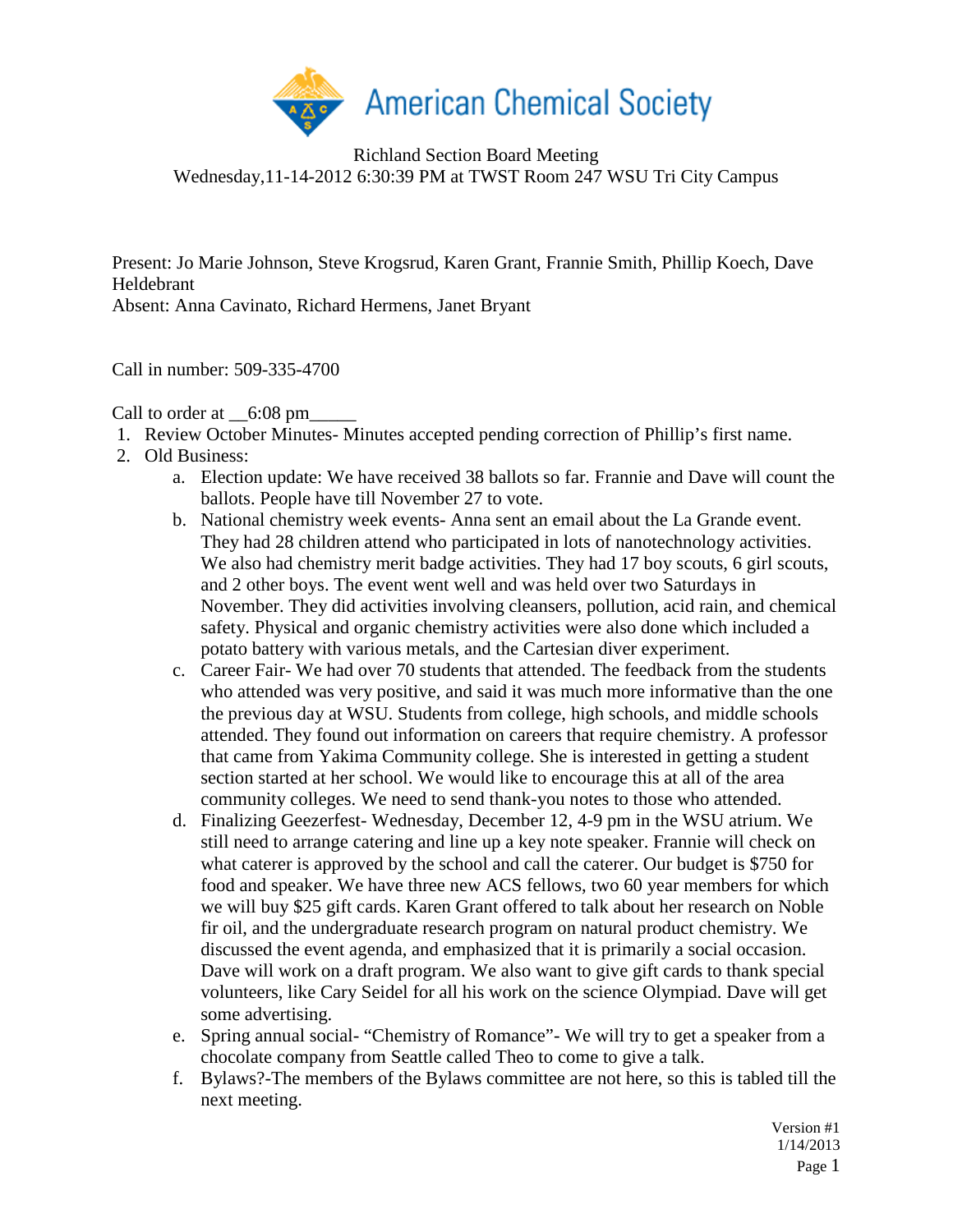American Chemical Society

Richland Section Board Meeting
Wednesday,11-14-2012 6:30:39 PM at TWST Room 247 WSU Tri City Campus

Present: Jo Marie Johnson, Steve Krogsrud, Karen Grant, Frannie Smith, Phillip Koech, Dave Heldebrant
Absent: Anna Cavinato, Richard Hermens, Janet Bryant

Call in number: 509-335-4700

Call to order at __6:08 pm_____

1. Review October Minutes- Minutes accepted pending correction of Phillip's first name.
2. Old Business:
   a. Election update: We have received 38 ballots so far. Frannie and Dave will count the ballots. People have till November 27 to vote.
   b. National chemistry week events- Anna sent an email about the La Grande event. They had 28 children attend who participated in lots of nanotechnology activities. We also had chemistry merit badge activities. They had 17 boy scouts, 6 girl scouts, and 2 other boys. The event went well and was held over two Saturdays in November. They did activities involving cleansers, pollution, acid rain, and chemical safety. Physical and organic chemistry activities were also done which included a potato battery with various metals, and the Cartesian diver experiment.
   c. Career Fair- We had over 70 students that attended. The feedback from the students who attended was very positive, and said it was much more informative than the one the previous day at WSU. Students from college, high schools, and middle schools attended. They found out information on careers that require chemistry. A professor that came from Yakima Community college. She is interested in getting a student section started at her school. We would like to encourage this at all of the area community colleges. We need to send thank-you notes to those who attended.
   d. Finalizing Geezerfest- Wednesday, December 12, 4-9 pm in the WSU atrium. We still need to arrange catering and line up a key note speaker. Frannie will check on what caterer is approved by the school and call the caterer. Our budget is $750 for food and speaker. We have three new ACS fellows, two 60 year members for which we will buy $25 gift cards. Karen Grant offered to talk about her research on Noble fir oil, and the undergraduate research program on natural product chemistry. We discussed the event agenda, and emphasized that it is primarily a social occasion. Dave will work on a draft program. We also want to give gift cards to thank special volunteers, like Cary Seidel for all his work on the science Olympiad. Dave will get some advertising.
   e. Spring annual social- "Chemistry of Romance"- We will try to get a speaker from a chocolate company from Seattle called Theo to come to give a talk.
   f. Bylaws?-The members of the Bylaws committee are not here, so this is tabled till the next meeting.

Version #1
1/14/2013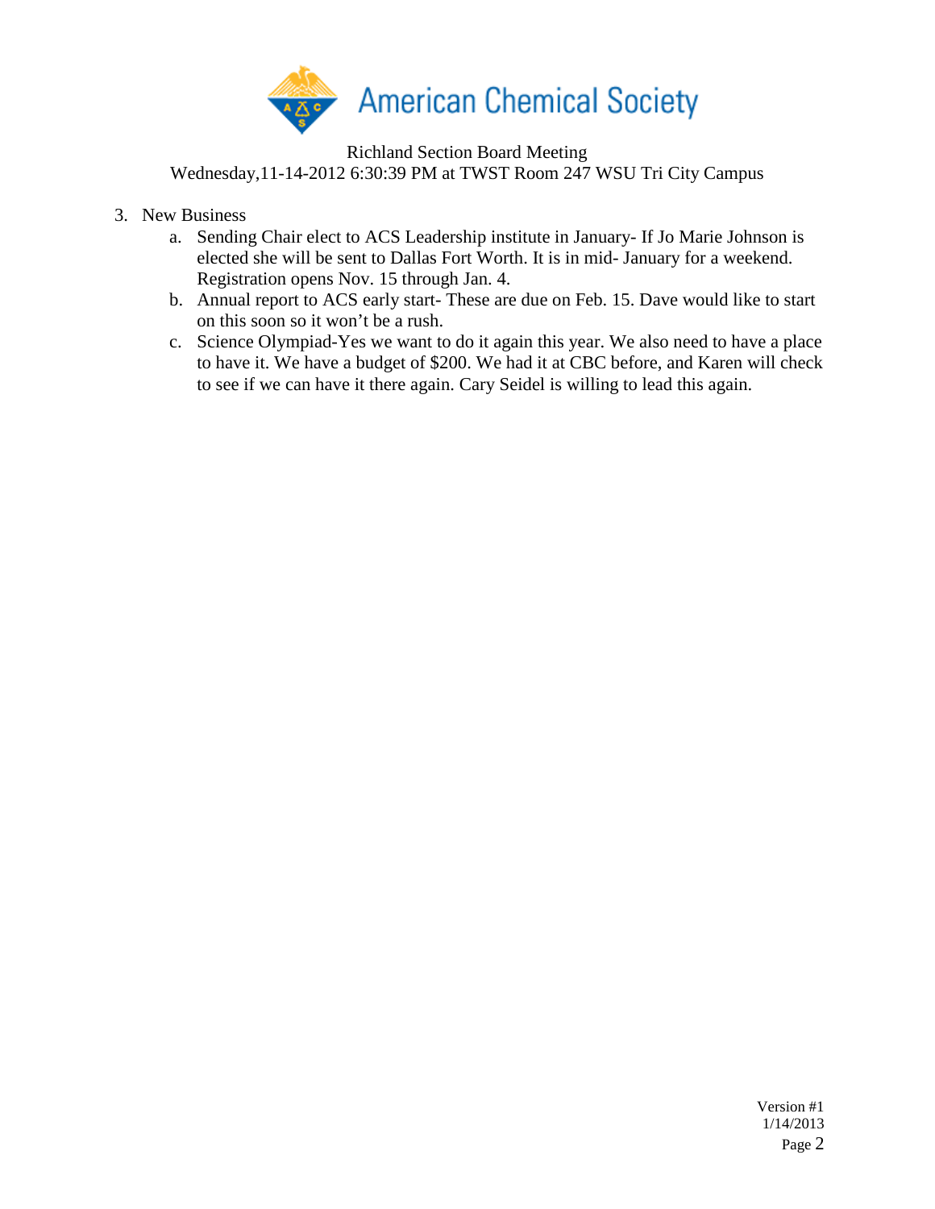Richland Section Board Meeting

Wednesday,11-14-2012 6:30:39 PM at TWST Room 247 WSU Tri City Campus

3. New Business
    a. Sending Chair elect to ACS Leadership institute in January- If Jo Marie Johnson is elected she will be sent to Dallas Fort Worth. It is in mid- January for a weekend. Registration opens Nov. 15 through Jan. 4.
    b. Annual report to ACS early start- These are due on Feb. 15. Dave would like to start on this soon so it won't be a rush.
    c. Science Olympiad-Yes we want to do it again this year. We also need to have a place to have it. We have a budget of $200. We had it at CBC before, and Karen will check to see if we can have it there again. Cary Seidel is willing to lead this again.

Version #1
1/14/2013